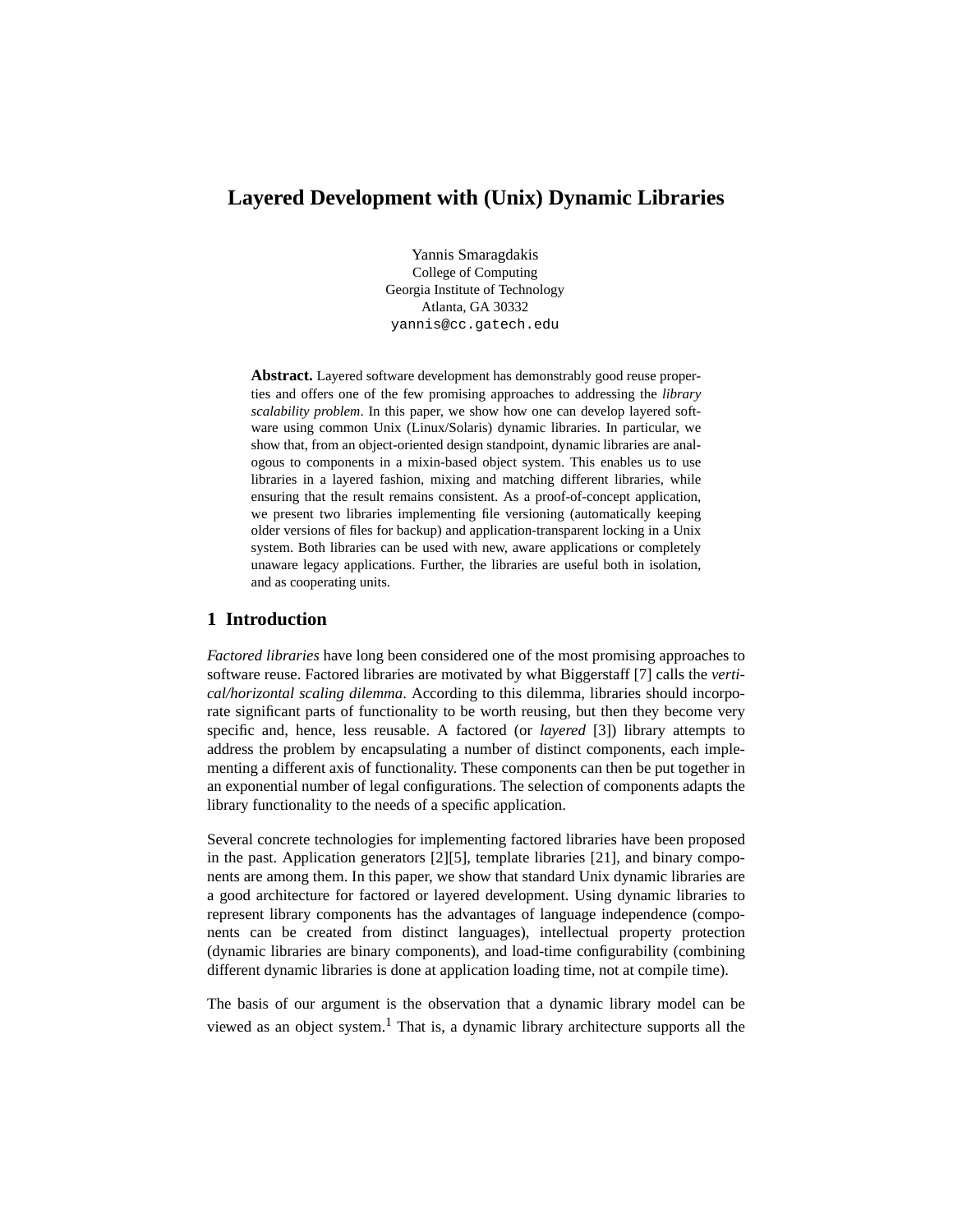# Layered Development with (Unix) Dynamic Libraries

Yannis Smaragdakis
College of Computing
Georgia Institute of Technology
Atlanta, GA 30332
yannis@cc.gatech.edu

**Abstract.** Layered software development has demonstrably good reuse properties and offers one of the few promising approaches to addressing the *library scalability problem*. In this paper, we show how one can develop layered software using common Unix (Linux/Solaris) dynamic libraries. In particular, we show that, from an object-oriented design standpoint, dynamic libraries are analogous to components in a mixin-based object system. This enables us to use libraries in a layered fashion, mixing and matching different libraries, while ensuring that the result remains consistent. As a proof-of-concept application, we present two libraries implementing file versioning (automatically keeping older versions of files for backup) and application-transparent locking in a Unix system. Both libraries can be used with new, aware applications or completely unaware legacy applications. Further, the libraries are useful both in isolation, and as cooperating units.

## 1 Introduction

*Factored libraries* have long been considered one of the most promising approaches to software reuse. Factored libraries are motivated by what Biggerstaff [7] calls the *vertical/horizontal scaling dilemma*. According to this dilemma, libraries should incorporate significant parts of functionality to be worth reusing, but then they become very specific and, hence, less reusable. A factored (or *layered* [3]) library attempts to address the problem by encapsulating a number of distinct components, each implementing a different axis of functionality. These components can then be put together in an exponential number of legal configurations. The selection of components adapts the library functionality to the needs of a specific application.

Several concrete technologies for implementing factored libraries have been proposed in the past. Application generators [2][5], template libraries [21], and binary components are among them. In this paper, we show that standard Unix dynamic libraries are a good architecture for factored or layered development. Using dynamic libraries to represent library components has the advantages of language independence (components can be created from distinct languages), intellectual property protection (dynamic libraries are binary components), and load-time configurability (combining different dynamic libraries is done at application loading time, not at compile time).

The basis of our argument is the observation that a dynamic library model can be viewed as an object system.[1] That is, a dynamic library architecture supports all the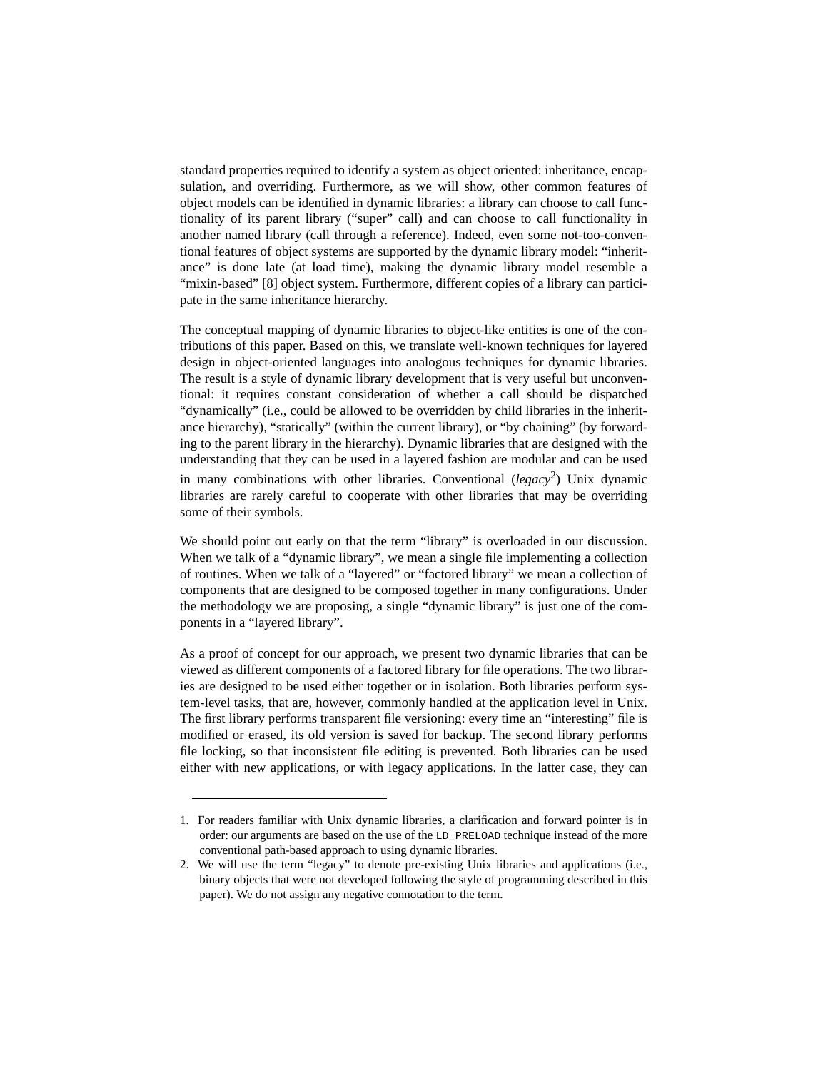standard properties required to identify a system as object oriented: inheritance, encapsulation, and overriding. Furthermore, as we will show, other common features of object models can be identified in dynamic libraries: a library can choose to call functionality of its parent library ("super" call) and can choose to call functionality in another named library (call through a reference). Indeed, even some not-too-conventional features of object systems are supported by the dynamic library model: "inheritance" is done late (at load time), making the dynamic library model resemble a "mixin-based" [8] object system. Furthermore, different copies of a library can participate in the same inheritance hierarchy.

The conceptual mapping of dynamic libraries to object-like entities is one of the contributions of this paper. Based on this, we translate well-known techniques for layered design in object-oriented languages into analogous techniques for dynamic libraries. The result is a style of dynamic library development that is very useful but unconventional: it requires constant consideration of whether a call should be dispatched "dynamically" (i.e., could be allowed to be overridden by child libraries in the inheritance hierarchy), "statically" (within the current library), or "by chaining" (by forwarding to the parent library in the hierarchy). Dynamic libraries that are designed with the understanding that they can be used in a layered fashion are modular and can be used in many combinations with other libraries. Conventional (*legacy*[2]) Unix dynamic libraries are rarely careful to cooperate with other libraries that may be overriding some of their symbols.

We should point out early on that the term "library" is overloaded in our discussion. When we talk of a "dynamic library", we mean a single file implementing a collection of routines. When we talk of a "layered" or "factored library" we mean a collection of components that are designed to be composed together in many configurations. Under the methodology we are proposing, a single "dynamic library" is just one of the components in a "layered library".

As a proof of concept for our approach, we present two dynamic libraries that can be viewed as different components of a factored library for file operations. The two libraries are designed to be used either together or in isolation. Both libraries perform system-level tasks, that are, however, commonly handled at the application level in Unix. The first library performs transparent file versioning: every time an "interesting" file is modified or erased, its old version is saved for backup. The second library performs file locking, so that inconsistent file editing is prevented. Both libraries can be used either with new applications, or with legacy applications. In the latter case, they can

---

1. For readers familiar with Unix dynamic libraries, a clarification and forward pointer is in order: our arguments are based on the use of the `LD_PRELOAD` technique instead of the more conventional path-based approach to using dynamic libraries.
2. We will use the term "legacy" to denote pre-existing Unix libraries and applications (i.e., binary objects that were not developed following the style of programming described in this paper). We do not assign any negative connotation to the term.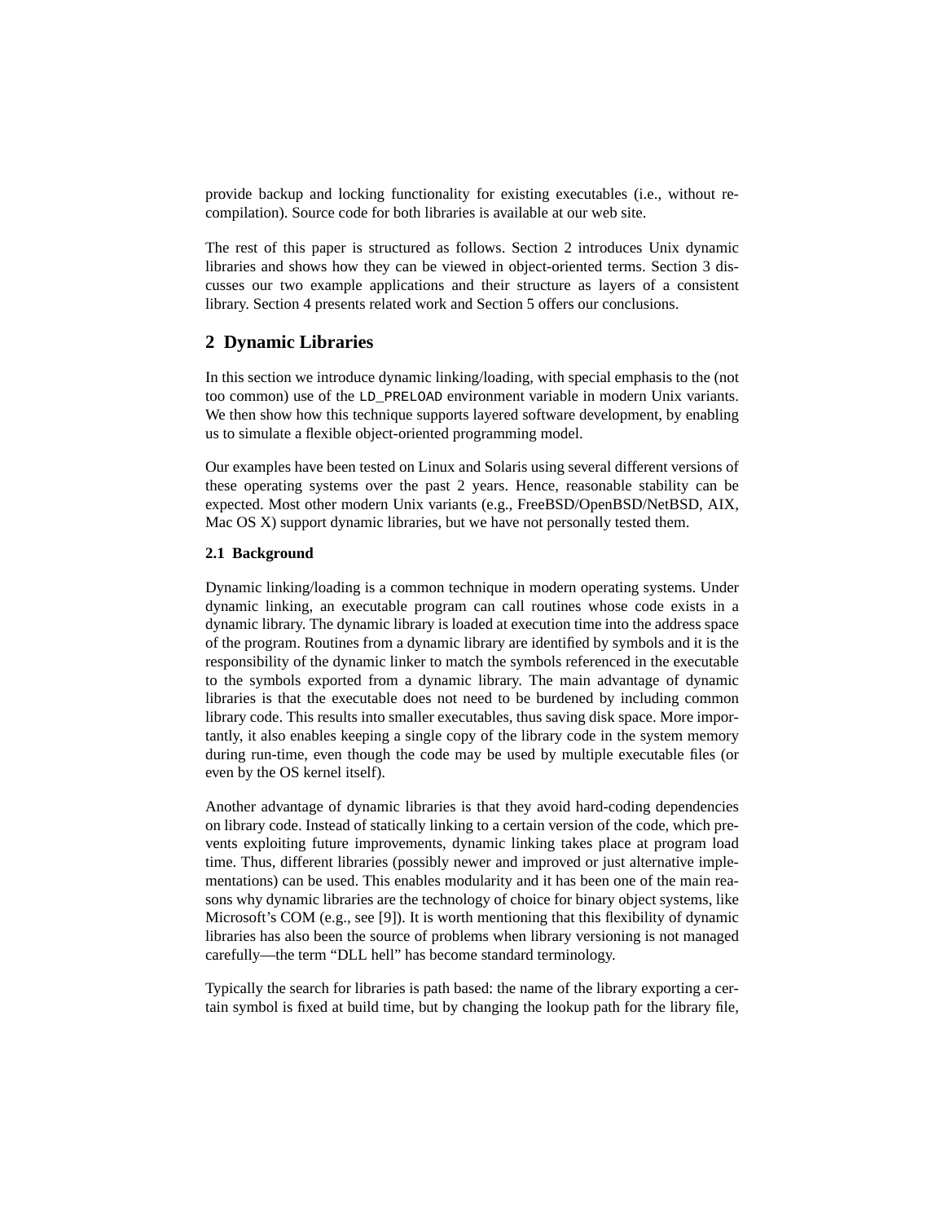provide backup and locking functionality for existing executables (i.e., without recompilation). Source code for both libraries is available at our web site.

The rest of this paper is structured as follows. Section 2 introduces Unix dynamic libraries and shows how they can be viewed in object-oriented terms. Section 3 discusses our two example applications and their structure as layers of a consistent library. Section 4 presents related work and Section 5 offers our conclusions.

## 2 Dynamic Libraries

In this section we introduce dynamic linking/loading, with special emphasis to the (not too common) use of the `LD_PRELOAD` environment variable in modern Unix variants. We then show how this technique supports layered software development, by enabling us to simulate a flexible object-oriented programming model.

Our examples have been tested on Linux and Solaris using several different versions of these operating systems over the past 2 years. Hence, reasonable stability can be expected. Most other modern Unix variants (e.g., FreeBSD/OpenBSD/NetBSD, AIX, Mac OS X) support dynamic libraries, but we have not personally tested them.

### 2.1 Background

Dynamic linking/loading is a common technique in modern operating systems. Under dynamic linking, an executable program can call routines whose code exists in a dynamic library. The dynamic library is loaded at execution time into the address space of the program. Routines from a dynamic library are identified by symbols and it is the responsibility of the dynamic linker to match the symbols referenced in the executable to the symbols exported from a dynamic library. The main advantage of dynamic libraries is that the executable does not need to be burdened by including common library code. This results into smaller executables, thus saving disk space. More importantly, it also enables keeping a single copy of the library code in the system memory during run-time, even though the code may be used by multiple executable files (or even by the OS kernel itself).

Another advantage of dynamic libraries is that they avoid hard-coding dependencies on library code. Instead of statically linking to a certain version of the code, which prevents exploiting future improvements, dynamic linking takes place at program load time. Thus, different libraries (possibly newer and improved or just alternative implementations) can be used. This enables modularity and it has been one of the main reasons why dynamic libraries are the technology of choice for binary object systems, like Microsoft's COM (e.g., see [9]). It is worth mentioning that this flexibility of dynamic libraries has also been the source of problems when library versioning is not managed carefully—the term "DLL hell" has become standard terminology.

Typically the search for libraries is path based: the name of the library exporting a certain symbol is fixed at build time, but by changing the lookup path for the library file,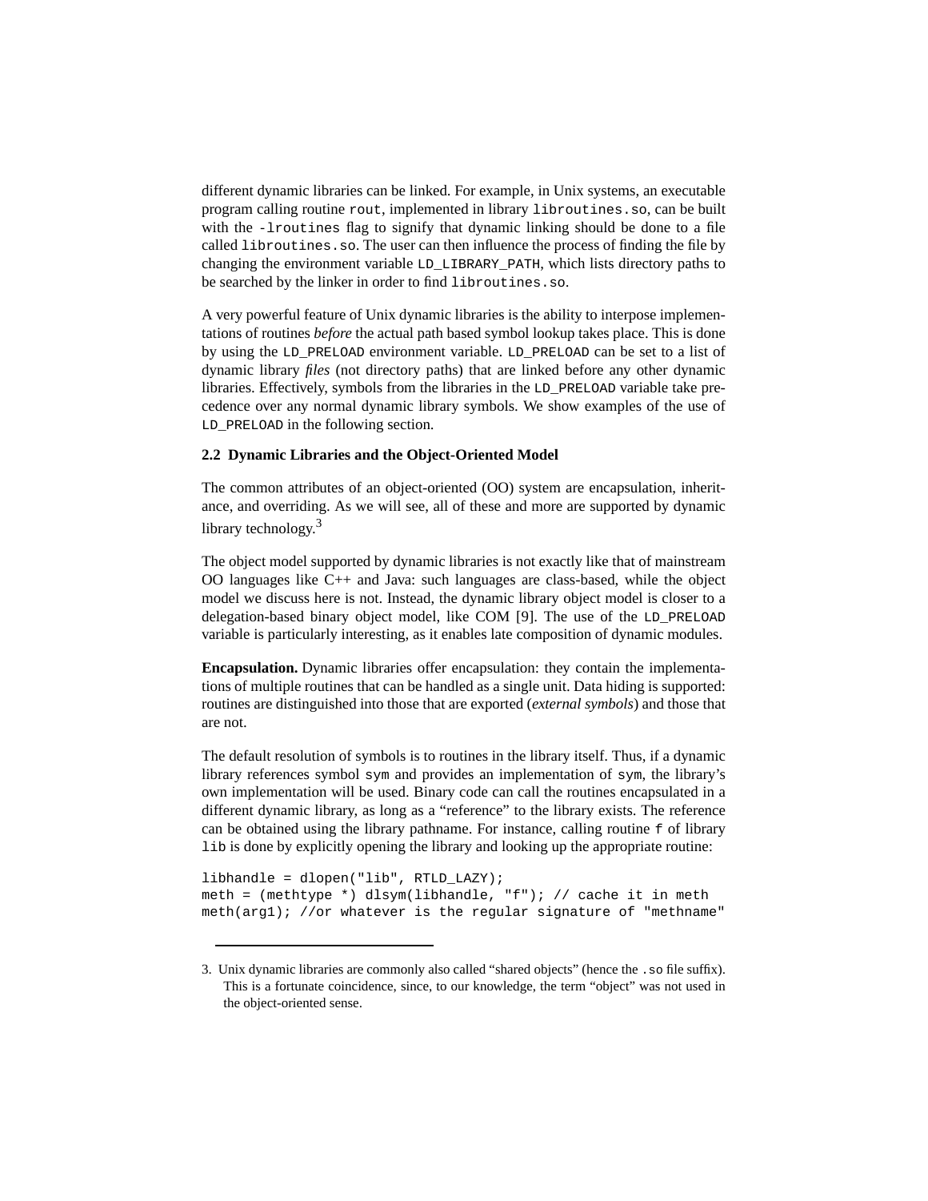different dynamic libraries can be linked. For example, in Unix systems, an executable program calling routine `rout`, implemented in library `libroutines.so`, can be built with the `-lroutines` flag to signify that dynamic linking should be done to a file called `libroutines.so`. The user can then influence the process of finding the file by changing the environment variable `LD_LIBRARY_PATH`, which lists directory paths to be searched by the linker in order to find `libroutines.so`.

A very powerful feature of Unix dynamic libraries is the ability to interpose implementations of routines *before* the actual path based symbol lookup takes place. This is done by using the `LD_PRELOAD` environment variable. `LD_PRELOAD` can be set to a list of dynamic library *files* (not directory paths) that are linked before any other dynamic libraries. Effectively, symbols from the libraries in the `LD_PRELOAD` variable take precedence over any normal dynamic library symbols. We show examples of the use of `LD_PRELOAD` in the following section.

### 2.2 Dynamic Libraries and the Object-Oriented Model

The common attributes of an object-oriented (OO) system are encapsulation, inheritance, and overriding. As we will see, all of these and more are supported by dynamic library technology.[3]

The object model supported by dynamic libraries is not exactly like that of mainstream OO languages like C++ and Java: such languages are class-based, while the object model we discuss here is not. Instead, the dynamic library object model is closer to a delegation-based binary object model, like COM [9]. The use of the `LD_PRELOAD` variable is particularly interesting, as it enables late composition of dynamic modules.

**Encapsulation.** Dynamic libraries offer encapsulation: they contain the implementations of multiple routines that can be handled as a single unit. Data hiding is supported: routines are distinguished into those that are exported (*external symbols*) and those that are not.

The default resolution of symbols is to routines in the library itself. Thus, if a dynamic library references symbol `sym` and provides an implementation of `sym`, the library's own implementation will be used. Binary code can call the routines encapsulated in a different dynamic library, as long as a "reference" to the library exists. The reference can be obtained using the library pathname. For instance, calling routine `f` of library `lib` is done by explicitly opening the library and looking up the appropriate routine:

```
libhandle = dlopen("lib", RTLD_LAZY);
meth = (methtype *) dlsym(libhandle, "f"); // cache it in meth
meth(arg1); //or whatever is the regular signature of "methname"
```

3. Unix dynamic libraries are commonly also called "shared objects" (hence the `.so` file suffix). This is a fortunate coincidence, since, to our knowledge, the term "object" was not used in the object-oriented sense.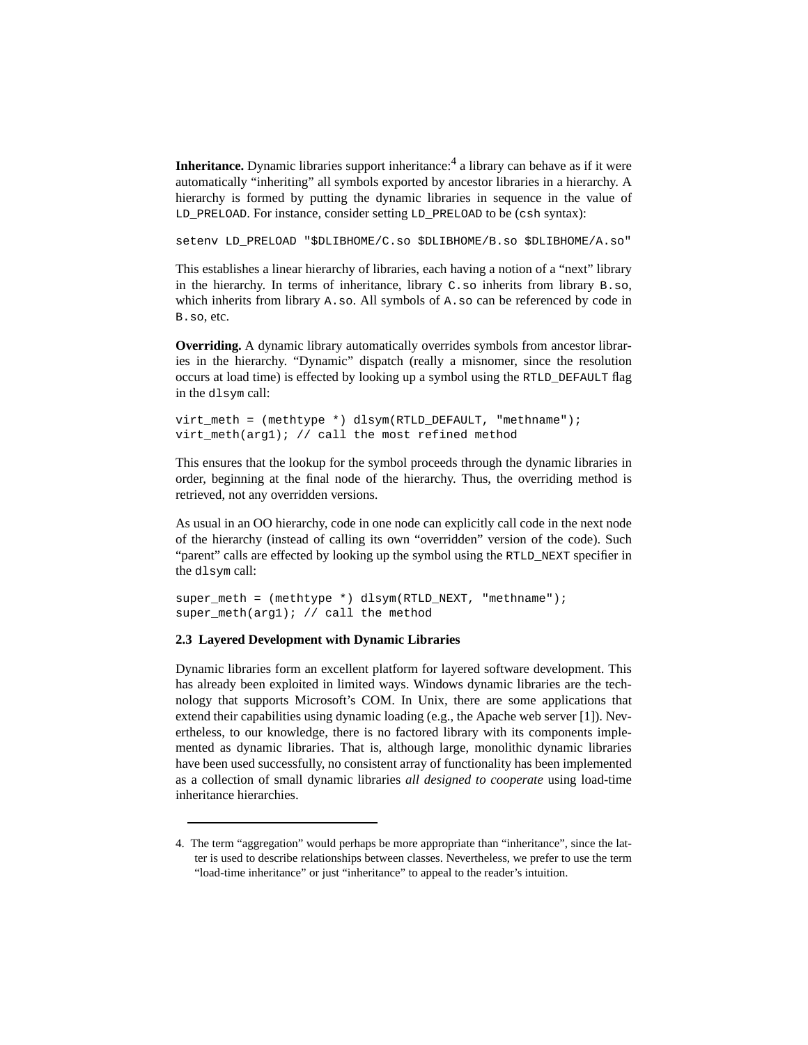**Inheritance.** Dynamic libraries support inheritance:[4] a library can behave as if it were automatically "inheriting" all symbols exported by ancestor libraries in a hierarchy. A hierarchy is formed by putting the dynamic libraries in sequence in the value of `LD_PRELOAD`. For instance, consider setting `LD_PRELOAD` to be (`csh` syntax):

```
setenv LD_PRELOAD "$DLIBHOME/C.so $DLIBHOME/B.so $DLIBHOME/A.so"
```

This establishes a linear hierarchy of libraries, each having a notion of a "next" library in the hierarchy. In terms of inheritance, library `C.so` inherits from library `B.so`, which inherits from library `A.so`. All symbols of `A.so` can be referenced by code in `B.so`, etc.

**Overriding.** A dynamic library automatically overrides symbols from ancestor libraries in the hierarchy. "Dynamic" dispatch (really a misnomer, since the resolution occurs at load time) is effected by looking up a symbol using the `RTLD_DEFAULT` flag in the `dlsym` call:

```
virt_meth = (methtype *) dlsym(RTLD_DEFAULT, "methname");
virt_meth(arg1); // call the most refined method
```

This ensures that the lookup for the symbol proceeds through the dynamic libraries in order, beginning at the final node of the hierarchy. Thus, the overriding method is retrieved, not any overridden versions.

As usual in an OO hierarchy, code in one node can explicitly call code in the next node of the hierarchy (instead of calling its own "overridden" version of the code). Such "parent" calls are effected by looking up the symbol using the `RTLD_NEXT` specifier in the `dlsym` call:

```
super_meth = (methtype *) dlsym(RTLD_NEXT, "methname");
super_meth(arg1); // call the method
```

### 2.3 Layered Development with Dynamic Libraries

Dynamic libraries form an excellent platform for layered software development. This has already been exploited in limited ways. Windows dynamic libraries are the technology that supports Microsoft's COM. In Unix, there are some applications that extend their capabilities using dynamic loading (e.g., the Apache web server [1]). Nevertheless, to our knowledge, there is no factored library with its components implemented as dynamic libraries. That is, although large, monolithic dynamic libraries have been used successfully, no consistent array of functionality has been implemented as a collection of small dynamic libraries *all designed to cooperate* using load-time inheritance hierarchies.

---

4. The term "aggregation" would perhaps be more appropriate than "inheritance", since the latter is used to describe relationships between classes. Nevertheless, we prefer to use the term "load-time inheritance" or just "inheritance" to appeal to the reader's intuition.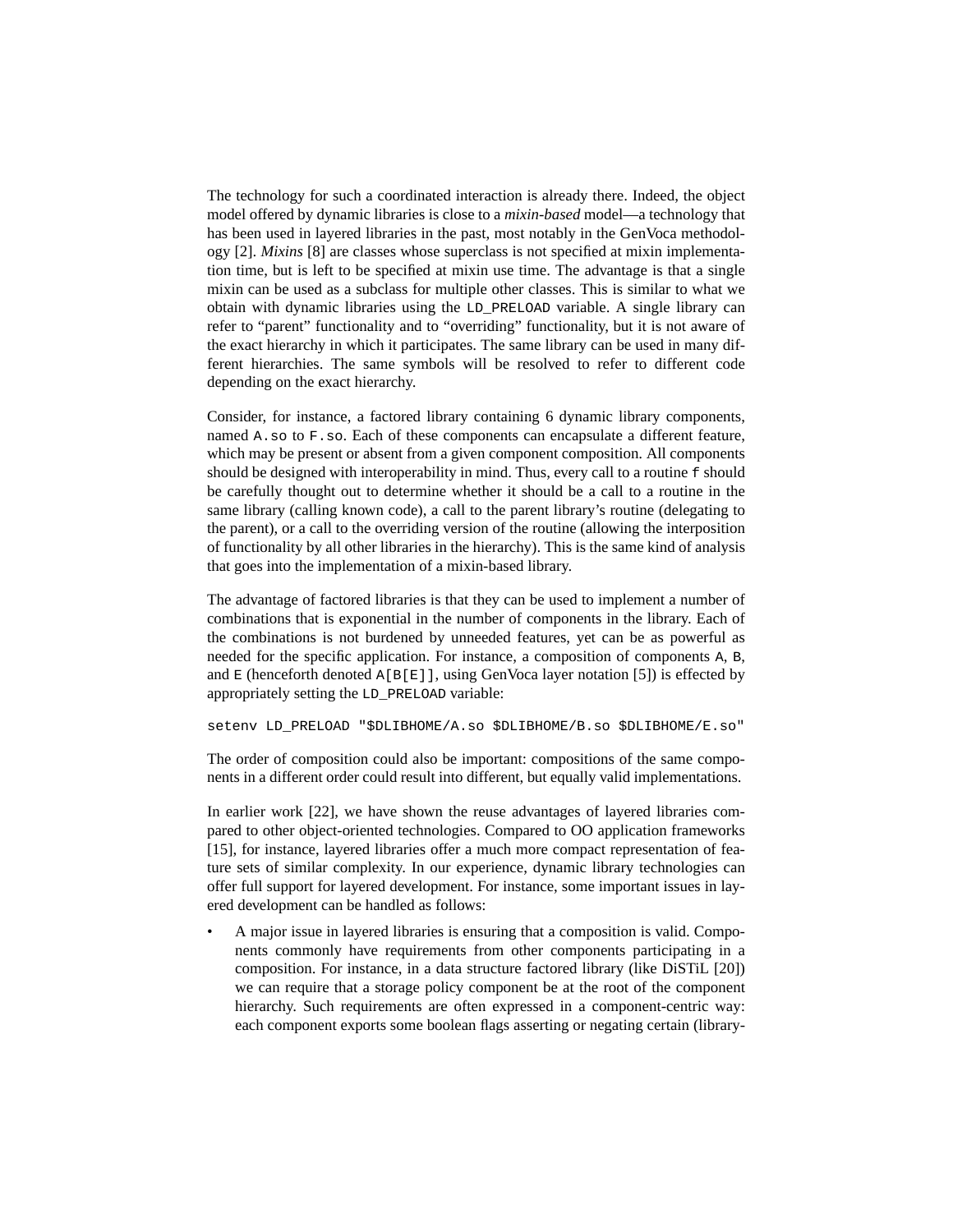The technology for such a coordinated interaction is already there. Indeed, the object model offered by dynamic libraries is close to a *mixin-based* model—a technology that has been used in layered libraries in the past, most notably in the GenVoca methodology [2]. *Mixins* [8] are classes whose superclass is not specified at mixin implementation time, but is left to be specified at mixin use time. The advantage is that a single mixin can be used as a subclass for multiple other classes. This is similar to what we obtain with dynamic libraries using the `LD_PRELOAD` variable. A single library can refer to "parent" functionality and to "overriding" functionality, but it is not aware of the exact hierarchy in which it participates. The same library can be used in many different hierarchies. The same symbols will be resolved to refer to different code depending on the exact hierarchy.

Consider, for instance, a factored library containing 6 dynamic library components, named `A.so` to `F.so`. Each of these components can encapsulate a different feature, which may be present or absent from a given component composition. All components should be designed with interoperability in mind. Thus, every call to a routine `f` should be carefully thought out to determine whether it should be a call to a routine in the same library (calling known code), a call to the parent library's routine (delegating to the parent), or a call to the overriding version of the routine (allowing the interposition of functionality by all other libraries in the hierarchy). This is the same kind of analysis that goes into the implementation of a mixin-based library.

The advantage of factored libraries is that they can be used to implement a number of combinations that is exponential in the number of components in the library. Each of the combinations is not burdened by unneeded features, yet can be as powerful as needed for the specific application. For instance, a composition of components `A`, `B`, and `E` (henceforth denoted `A[B[E]]`, using GenVoca layer notation [5]) is effected by appropriately setting the `LD_PRELOAD` variable:

```
setenv LD_PRELOAD "$DLIBHOME/A.so $DLIBHOME/B.so $DLIBHOME/E.so"
```

The order of composition could also be important: compositions of the same components in a different order could result into different, but equally valid implementations.

In earlier work [22], we have shown the reuse advantages of layered libraries compared to other object-oriented technologies. Compared to OO application frameworks [15], for instance, layered libraries offer a much more compact representation of feature sets of similar complexity. In our experience, dynamic library technologies can offer full support for layered development. For instance, some important issues in layered development can be handled as follows:

- A major issue in layered libraries is ensuring that a composition is valid. Components commonly have requirements from other components participating in a composition. For instance, in a data structure factored library (like DiSTiL [20]) we can require that a storage policy component be at the root of the component hierarchy. Such requirements are often expressed in a component-centric way: each component exports some boolean flags asserting or negating certain (library-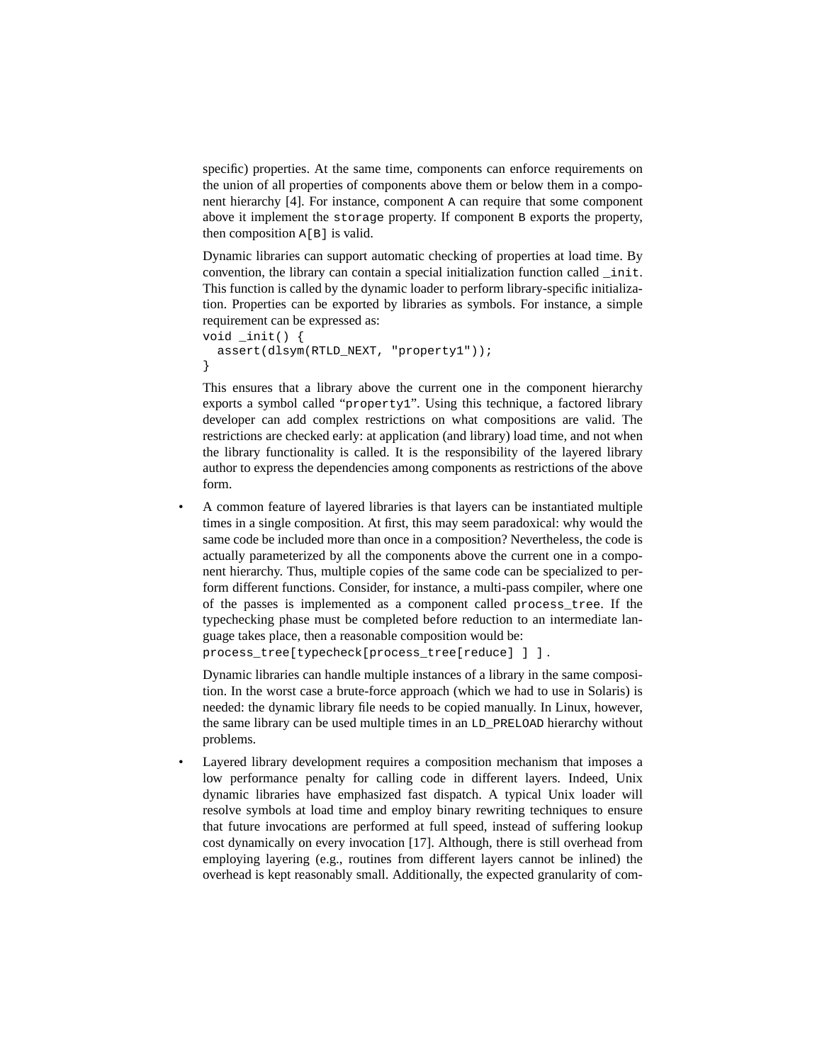specific) properties. At the same time, components can enforce requirements on the union of all properties of components above them or below them in a component hierarchy [4]. For instance, component `A` can require that some component above it implement the `storage` property. If component `B` exports the property, then composition `A[B]` is valid.

Dynamic libraries can support automatic checking of properties at load time. By convention, the library can contain a special initialization function called `_init`. This function is called by the dynamic loader to perform library-specific initialization. Properties can be exported by libraries as symbols. For instance, a simple requirement can be expressed as:

```
void _init() {
  assert(dlsym(RTLD_NEXT, "property1"));
}
```

This ensures that a library above the current one in the component hierarchy exports a symbol called "`property1`". Using this technique, a factored library developer can add complex restrictions on what compositions are valid. The restrictions are checked early: at application (and library) load time, and not when the library functionality is called. It is the responsibility of the layered library author to express the dependencies among components as restrictions of the above form.

- A common feature of layered libraries is that layers can be instantiated multiple times in a single composition. At first, this may seem paradoxical: why would the same code be included more than once in a composition? Nevertheless, the code is actually parameterized by all the components above the current one in a component hierarchy. Thus, multiple copies of the same code can be specialized to perform different functions. Consider, for instance, a multi-pass compiler, where one of the passes is implemented as a component called `process_tree`. If the typechecking phase must be completed before reduction to an intermediate language takes place, then a reasonable composition would be:
`process_tree[typecheck[process_tree[reduce] ] ]`.

  Dynamic libraries can handle multiple instances of a library in the same composition. In the worst case a brute-force approach (which we had to use in Solaris) is needed: the dynamic library file needs to be copied manually. In Linux, however, the same library can be used multiple times in an `LD_PRELOAD` hierarchy without problems.

- Layered library development requires a composition mechanism that imposes a low performance penalty for calling code in different layers. Indeed, Unix dynamic libraries have emphasized fast dispatch. A typical Unix loader will resolve symbols at load time and employ binary rewriting techniques to ensure that future invocations are performed at full speed, instead of suffering lookup cost dynamically on every invocation [17]. Although, there is still overhead from employing layering (e.g., routines from different layers cannot be inlined) the overhead is kept reasonably small. Additionally, the expected granularity of com-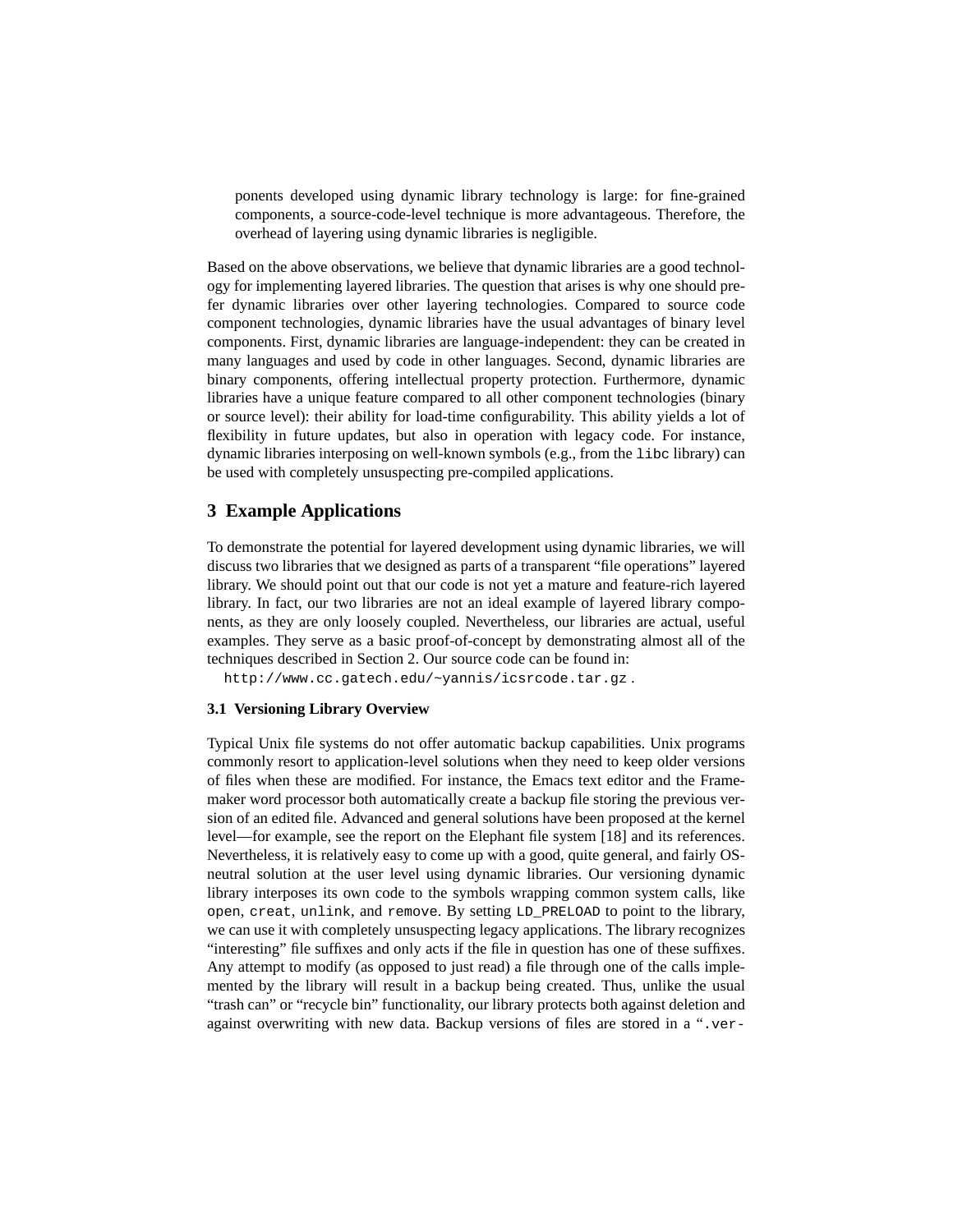ponents developed using dynamic library technology is large: for fine-grained components, a source-code-level technique is more advantageous. Therefore, the overhead of layering using dynamic libraries is negligible.

Based on the above observations, we believe that dynamic libraries are a good technology for implementing layered libraries. The question that arises is why one should prefer dynamic libraries over other layering technologies. Compared to source code component technologies, dynamic libraries have the usual advantages of binary level components. First, dynamic libraries are language-independent: they can be created in many languages and used by code in other languages. Second, dynamic libraries are binary components, offering intellectual property protection. Furthermore, dynamic libraries have a unique feature compared to all other component technologies (binary or source level): their ability for load-time configurability. This ability yields a lot of flexibility in future updates, but also in operation with legacy code. For instance, dynamic libraries interposing on well-known symbols (e.g., from the `libc` library) can be used with completely unsuspecting pre-compiled applications.

## 3 Example Applications

To demonstrate the potential for layered development using dynamic libraries, we will discuss two libraries that we designed as parts of a transparent "file operations" layered library. We should point out that our code is not yet a mature and feature-rich layered library. In fact, our two libraries are not an ideal example of layered library components, as they are only loosely coupled. Nevertheless, our libraries are actual, useful examples. They serve as a basic proof-of-concept by demonstrating almost all of the techniques described in Section 2. Our source code can be found in:

`http://www.cc.gatech.edu/~yannis/icsrcode.tar.gz` .

### 3.1 Versioning Library Overview

Typical Unix file systems do not offer automatic backup capabilities. Unix programs commonly resort to application-level solutions when they need to keep older versions of files when these are modified. For instance, the Emacs text editor and the Framemaker word processor both automatically create a backup file storing the previous version of an edited file. Advanced and general solutions have been proposed at the kernel level—for example, see the report on the Elephant file system [18] and its references. Nevertheless, it is relatively easy to come up with a good, quite general, and fairly OS-neutral solution at the user level using dynamic libraries. Our versioning dynamic library interposes its own code to the symbols wrapping common system calls, like `open`, `creat`, `unlink`, and `remove`. By setting `LD_PRELOAD` to point to the library, we can use it with completely unsuspecting legacy applications. The library recognizes "interesting" file suffixes and only acts if the file in question has one of these suffixes. Any attempt to modify (as opposed to just read) a file through one of the calls implemented by the library will result in a backup being created. Thus, unlike the usual "trash can" or "recycle bin" functionality, our library protects both against deletion and against overwriting with new data. Backup versions of files are stored in a "`.ver-`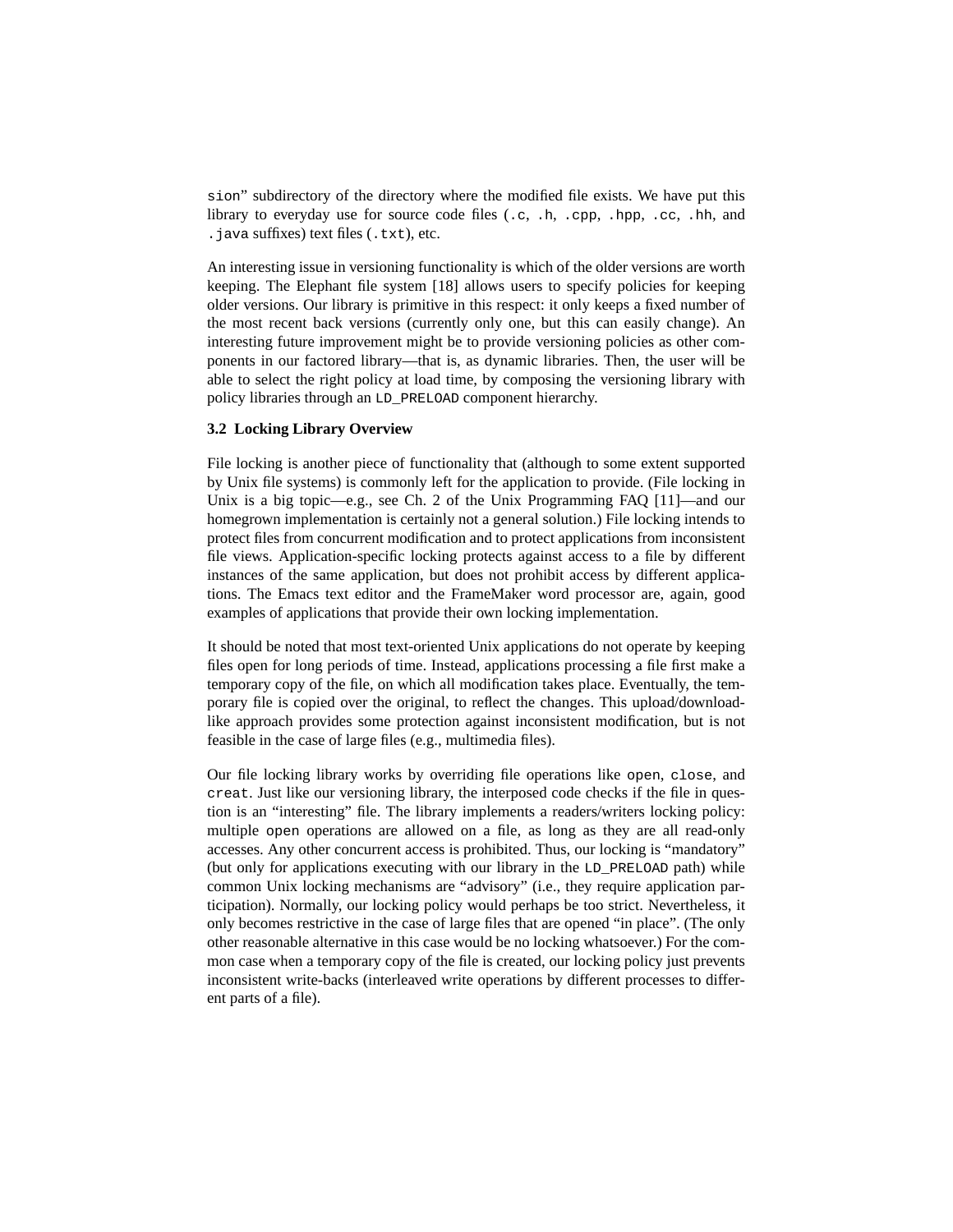sion" subdirectory of the directory where the modified file exists. We have put this library to everyday use for source code files (`.c`, `.h`, `.cpp`, `.hpp`, `.cc`, `.hh`, and `.java` suffixes) text files (`.txt`), etc.

An interesting issue in versioning functionality is which of the older versions are worth keeping. The Elephant file system [18] allows users to specify policies for keeping older versions. Our library is primitive in this respect: it only keeps a fixed number of the most recent back versions (currently only one, but this can easily change). An interesting future improvement might be to provide versioning policies as other components in our factored library—that is, as dynamic libraries. Then, the user will be able to select the right policy at load time, by composing the versioning library with policy libraries through an `LD_PRELOAD` component hierarchy.

### 3.2 Locking Library Overview

File locking is another piece of functionality that (although to some extent supported by Unix file systems) is commonly left for the application to provide. (File locking in Unix is a big topic—e.g., see Ch. 2 of the Unix Programming FAQ [11]—and our homegrown implementation is certainly not a general solution.) File locking intends to protect files from concurrent modification and to protect applications from inconsistent file views. Application-specific locking protects against access to a file by different instances of the same application, but does not prohibit access by different applications. The Emacs text editor and the FrameMaker word processor are, again, good examples of applications that provide their own locking implementation.

It should be noted that most text-oriented Unix applications do not operate by keeping files open for long periods of time. Instead, applications processing a file first make a temporary copy of the file, on which all modification takes place. Eventually, the temporary file is copied over the original, to reflect the changes. This upload/download-like approach provides some protection against inconsistent modification, but is not feasible in the case of large files (e.g., multimedia files).

Our file locking library works by overriding file operations like `open`, `close`, and `creat`. Just like our versioning library, the interposed code checks if the file in question is an "interesting" file. The library implements a readers/writers locking policy: multiple `open` operations are allowed on a file, as long as they are all read-only accesses. Any other concurrent access is prohibited. Thus, our locking is "mandatory" (but only for applications executing with our library in the `LD_PRELOAD` path) while common Unix locking mechanisms are "advisory" (i.e., they require application participation). Normally, our locking policy would perhaps be too strict. Nevertheless, it only becomes restrictive in the case of large files that are opened "in place". (The only other reasonable alternative in this case would be no locking whatsoever.) For the common case when a temporary copy of the file is created, our locking policy just prevents inconsistent write-backs (interleaved write operations by different processes to different parts of a file).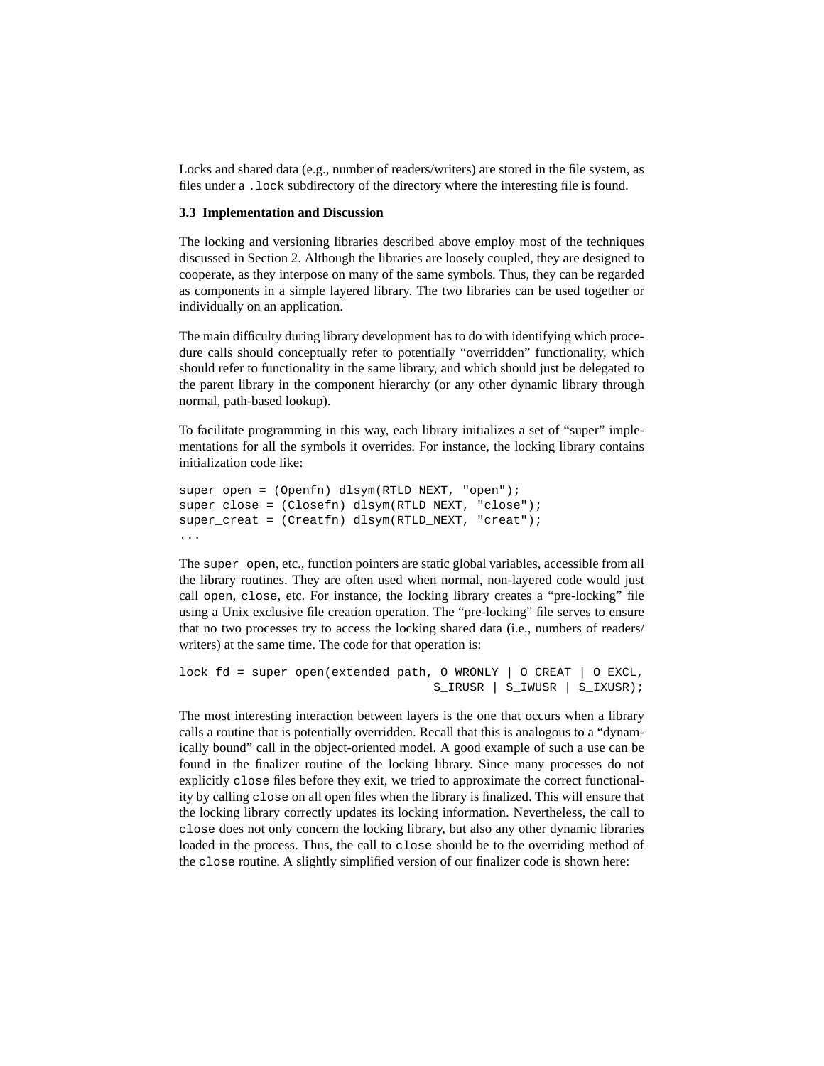Locks and shared data (e.g., number of readers/writers) are stored in the file system, as files under a `.lock` subdirectory of the directory where the interesting file is found.

### 3.3 Implementation and Discussion

The locking and versioning libraries described above employ most of the techniques discussed in Section 2. Although the libraries are loosely coupled, they are designed to cooperate, as they interpose on many of the same symbols. Thus, they can be regarded as components in a simple layered library. The two libraries can be used together or individually on an application.

The main difficulty during library development has to do with identifying which procedure calls should conceptually refer to potentially "overridden" functionality, which should refer to functionality in the same library, and which should just be delegated to the parent library in the component hierarchy (or any other dynamic library through normal, path-based lookup).

To facilitate programming in this way, each library initializes a set of "super" implementations for all the symbols it overrides. For instance, the locking library contains initialization code like:

```
super_open = (Openfn) dlsym(RTLD_NEXT, "open");
super_close = (Closefn) dlsym(RTLD_NEXT, "close");
super_creat = (Creatfn) dlsym(RTLD_NEXT, "creat");
...
```

The `super_open`, etc., function pointers are static global variables, accessible from all the library routines. They are often used when normal, non-layered code would just call `open`, `close`, etc. For instance, the locking library creates a "pre-locking" file using a Unix exclusive file creation operation. The "pre-locking" file serves to ensure that no two processes try to access the locking shared data (i.e., numbers of readers/writers) at the same time. The code for that operation is:

```
lock_fd = super_open(extended_path, O_WRONLY | O_CREAT | O_EXCL,
                                    S_IRUSR | S_IWUSR | S_IXUSR);
```

The most interesting interaction between layers is the one that occurs when a library calls a routine that is potentially overridden. Recall that this is analogous to a "dynamically bound" call in the object-oriented model. A good example of such a use can be found in the finalizer routine of the locking library. Since many processes do not explicitly `close` files before they exit, we tried to approximate the correct functionality by calling `close` on all open files when the library is finalized. This will ensure that the locking library correctly updates its locking information. Nevertheless, the call to `close` does not only concern the locking library, but also any other dynamic libraries loaded in the process. Thus, the call to `close` should be to the overriding method of the `close` routine. A slightly simplified version of our finalizer code is shown here: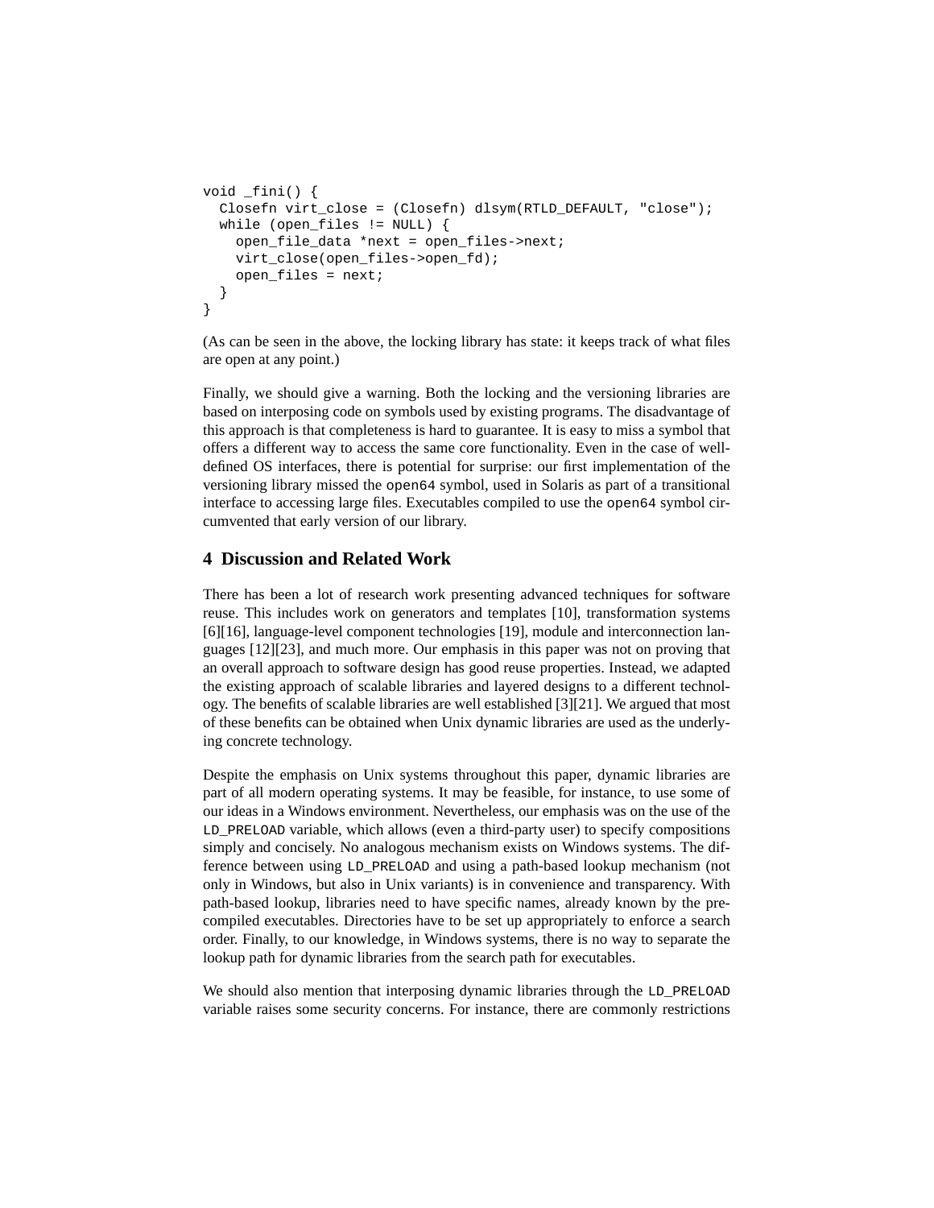```
void _fini() {
  Closefn virt_close = (Closefn) dlsym(RTLD_DEFAULT, "close");
  while (open_files != NULL) {
    open_file_data *next = open_files->next;
    virt_close(open_files->open_fd);
    open_files = next;
  }
}
```

(As can be seen in the above, the locking library has state: it keeps track of what files are open at any point.)

Finally, we should give a warning. Both the locking and the versioning libraries are based on interposing code on symbols used by existing programs. The disadvantage of this approach is that completeness is hard to guarantee. It is easy to miss a symbol that offers a different way to access the same core functionality. Even in the case of well-defined OS interfaces, there is potential for surprise: our first implementation of the versioning library missed the `open64` symbol, used in Solaris as part of a transitional interface to accessing large files. Executables compiled to use the `open64` symbol circumvented that early version of our library.

## 4 Discussion and Related Work

There has been a lot of research work presenting advanced techniques for software reuse. This includes work on generators and templates [10], transformation systems [6][16], language-level component technologies [19], module and interconnection languages [12][23], and much more. Our emphasis in this paper was not on proving that an overall approach to software design has good reuse properties. Instead, we adapted the existing approach of scalable libraries and layered designs to a different technology. The benefits of scalable libraries are well established [3][21]. We argued that most of these benefits can be obtained when Unix dynamic libraries are used as the underlying concrete technology.

Despite the emphasis on Unix systems throughout this paper, dynamic libraries are part of all modern operating systems. It may be feasible, for instance, to use some of our ideas in a Windows environment. Nevertheless, our emphasis was on the use of the `LD_PRELOAD` variable, which allows (even a third-party user) to specify compositions simply and concisely. No analogous mechanism exists on Windows systems. The difference between using `LD_PRELOAD` and using a path-based lookup mechanism (not only in Windows, but also in Unix variants) is in convenience and transparency. With path-based lookup, libraries need to have specific names, already known by the precompiled executables. Directories have to be set up appropriately to enforce a search order. Finally, to our knowledge, in Windows systems, there is no way to separate the lookup path for dynamic libraries from the search path for executables.

We should also mention that interposing dynamic libraries through the `LD_PRELOAD` variable raises some security concerns. For instance, there are commonly restrictions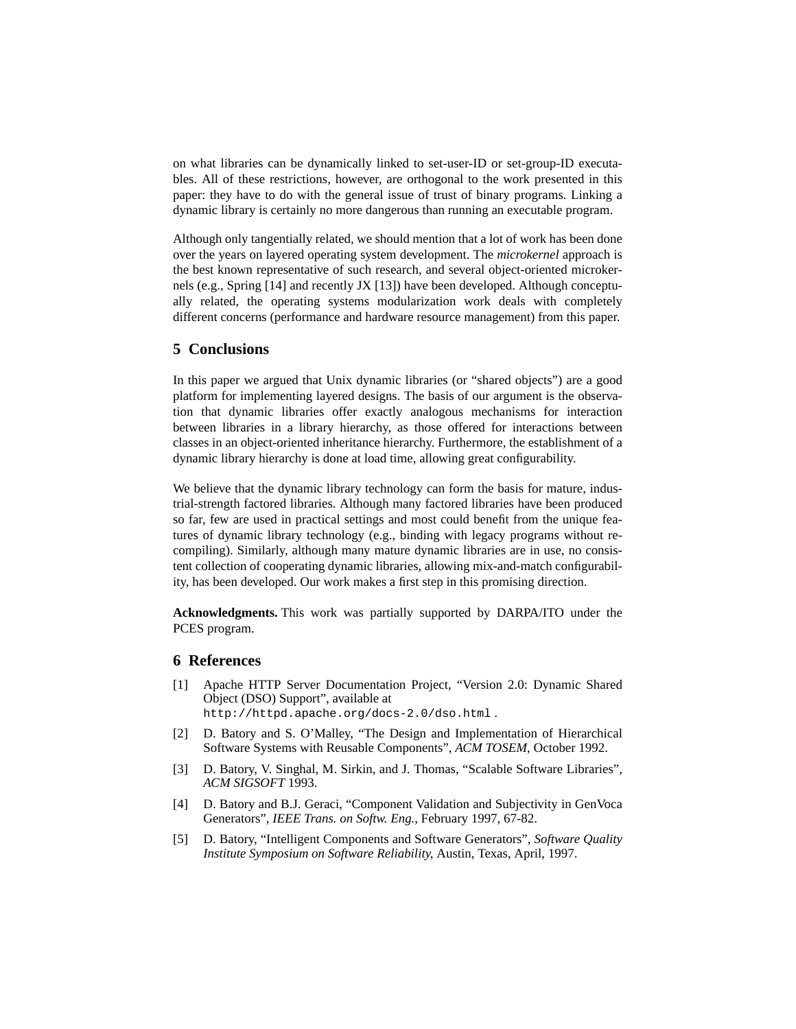on what libraries can be dynamically linked to set-user-ID or set-group-ID executables. All of these restrictions, however, are orthogonal to the work presented in this paper: they have to do with the general issue of trust of binary programs. Linking a dynamic library is certainly no more dangerous than running an executable program.

Although only tangentially related, we should mention that a lot of work has been done over the years on layered operating system development. The *microkernel* approach is the best known representative of such research, and several object-oriented microkernels (e.g., Spring [14] and recently JX [13]) have been developed. Although conceptually related, the operating systems modularization work deals with completely different concerns (performance and hardware resource management) from this paper.

## 5 Conclusions

In this paper we argued that Unix dynamic libraries (or "shared objects") are a good platform for implementing layered designs. The basis of our argument is the observation that dynamic libraries offer exactly analogous mechanisms for interaction between libraries in a library hierarchy, as those offered for interactions between classes in an object-oriented inheritance hierarchy. Furthermore, the establishment of a dynamic library hierarchy is done at load time, allowing great configurability.

We believe that the dynamic library technology can form the basis for mature, industrial-strength factored libraries. Although many factored libraries have been produced so far, few are used in practical settings and most could benefit from the unique features of dynamic library technology (e.g., binding with legacy programs without recompiling). Similarly, although many mature dynamic libraries are in use, no consistent collection of cooperating dynamic libraries, allowing mix-and-match configurability, has been developed. Our work makes a first step in this promising direction.

**Acknowledgments.** This work was partially supported by DARPA/ITO under the PCES program.

## 6 References

[1] Apache HTTP Server Documentation Project, "Version 2.0: Dynamic Shared Object (DSO) Support", available at `http://httpd.apache.org/docs-2.0/dso.html` .

[2] D. Batory and S. O'Malley, "The Design and Implementation of Hierarchical Software Systems with Reusable Components", *ACM TOSEM*, October 1992.

[3] D. Batory, V. Singhal, M. Sirkin, and J. Thomas, "Scalable Software Libraries", *ACM SIGSOFT* 1993.

[4] D. Batory and B.J. Geraci, "Component Validation and Subjectivity in GenVoca Generators", *IEEE Trans. on Softw. Eng.*, February 1997, 67-82.

[5] D. Batory, "Intelligent Components and Software Generators", *Software Quality Institute Symposium on Software Reliability*, Austin, Texas, April, 1997.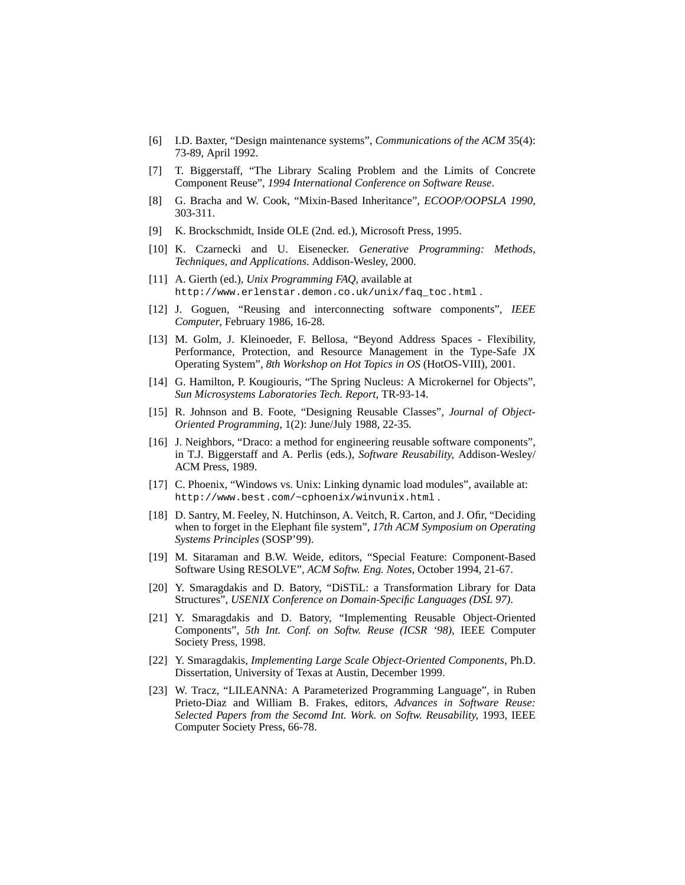[6] I.D. Baxter, “Design maintenance systems”, *Communications of the ACM* 35(4): 73-89, April 1992.

[7] T. Biggerstaff, “The Library Scaling Problem and the Limits of Concrete Component Reuse”, *1994 International Conference on Software Reuse*.

[8] G. Bracha and W. Cook, “Mixin-Based Inheritance”, *ECOOP/OOPSLA 1990*, 303-311.

[9] K. Brockschmidt, Inside OLE (2nd. ed.), Microsoft Press, 1995.

[10] K. Czarnecki and U. Eisenecker. *Generative Programming: Methods, Techniques, and Applications*. Addison-Wesley, 2000.

[11] A. Gierth (ed.), *Unix Programming FAQ*, available at `http://www.erlenstar.demon.co.uk/unix/faq_toc.html` .

[12] J. Goguen, “Reusing and interconnecting software components”, *IEEE Computer*, February 1986, 16-28.

[13] M. Golm, J. Kleinoeder, F. Bellosa, “Beyond Address Spaces - Flexibility, Performance, Protection, and Resource Management in the Type-Safe JX Operating System”, *8th Workshop on Hot Topics in OS* (HotOS-VIII), 2001.

[14] G. Hamilton, P. Kougiouris, “The Spring Nucleus: A Microkernel for Objects”, *Sun Microsystems Laboratories Tech. Report*, TR-93-14.

[15] R. Johnson and B. Foote, “Designing Reusable Classes”, *Journal of Object-Oriented Programming*, 1(2): June/July 1988, 22-35.

[16] J. Neighbors, “Draco: a method for engineering reusable software components”, in T.J. Biggerstaff and A. Perlis (eds.), *Software Reusability*, Addison-Wesley/ ACM Press, 1989.

[17] C. Phoenix, “Windows vs. Unix: Linking dynamic load modules”, available at: `http://www.best.com/~cphoenix/winvunix.html` .

[18] D. Santry, M. Feeley, N. Hutchinson, A. Veitch, R. Carton, and J. Ofir, “Deciding when to forget in the Elephant file system”, *17th ACM Symposium on Operating Systems Principles* (SOSP’99).

[19] M. Sitaraman and B.W. Weide, editors, “Special Feature: Component-Based Software Using RESOLVE”, *ACM Softw. Eng. Notes*, October 1994, 21-67.

[20] Y. Smaragdakis and D. Batory, “DiSTiL: a Transformation Library for Data Structures”, *USENIX Conference on Domain-Specific Languages (DSL 97)*.

[21] Y. Smaragdakis and D. Batory, “Implementing Reusable Object-Oriented Components”, *5th Int. Conf. on Softw. Reuse (ICSR ‘98)*, IEEE Computer Society Press, 1998.

[22] Y. Smaragdakis, *Implementing Large Scale Object-Oriented Components*, Ph.D. Dissertation, University of Texas at Austin, December 1999.

[23] W. Tracz, “LILEANNA: A Parameterized Programming Language”, in Ruben Prieto-Diaz and William B. Frakes, editors, *Advances in Software Reuse: Selected Papers from the Secomd Int. Work. on Softw. Reusability*, 1993, IEEE Computer Society Press, 66-78.